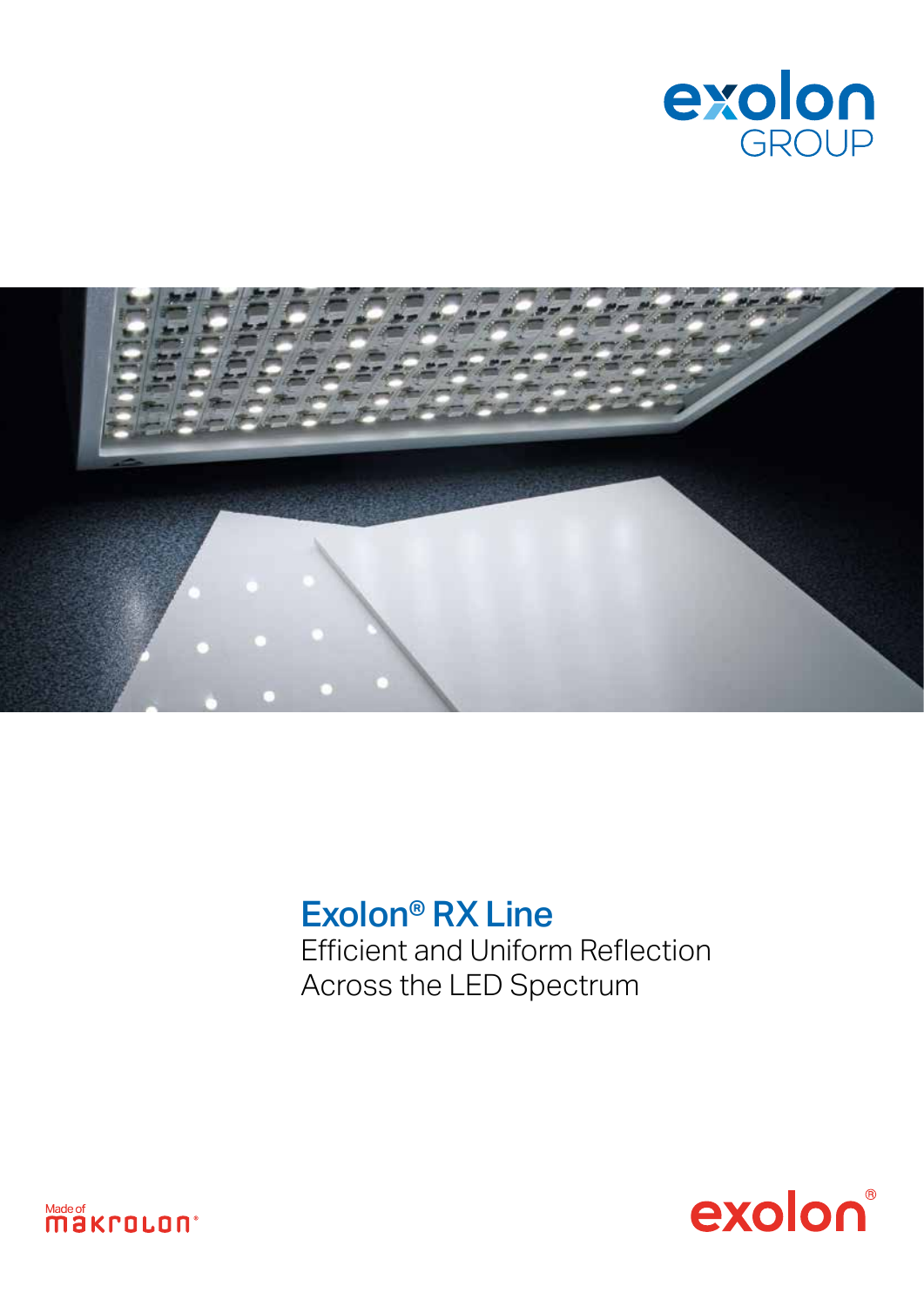exolon GROUP

# Exolon® RX Line

Efficient and Uniform Reflection Across the LED Spectrum

Made of makrolon®

exolon®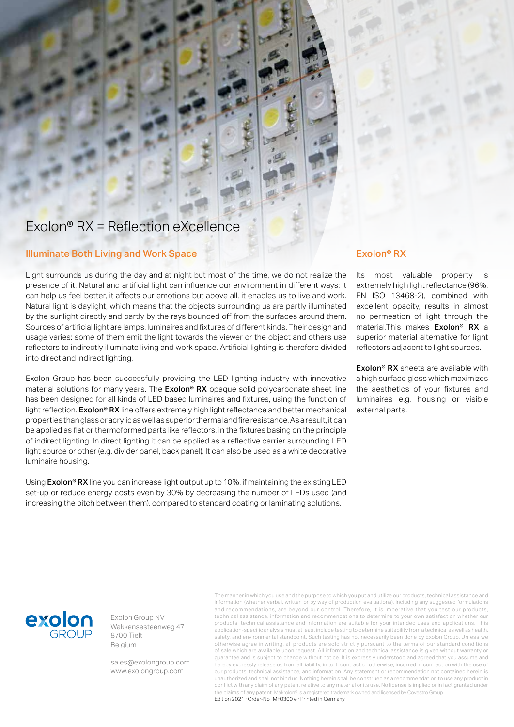# Exolon® RX = Reflection eXcellence

## Illuminate Both Living and Work Space

Light surrounds us during the day and at night but most of the time, we do not realize the presence of it. Natural and artificial light can influence our environment in different ways: it can help us feel better, it affects our emotions but above all, it enables us to live and work. Natural light is daylight, which means that the objects surrounding us are partly illuminated by the sunlight directly and partly by the rays bounced off from the surfaces around them. Sources of artificial light are lamps, luminaires and fixtures of different kinds. Their design and usage varies: some of them emit the light towards the viewer or the object and others use reflectors to indirectly illuminate living and work space. Artificial lighting is therefore divided into direct and indirect lighting.

Exolon Group has been successfully providing the LED lighting industry with innovative material solutions for many years. The **Exolon® RX** opaque solid polycarbonate sheet line has been designed for all kinds of LED based luminaires and fixtures, using the function of light reflection. **Exolon® RX** line offers extremely high light reflectance and better mechanical properties than glass or acrylic as well as superior thermal and fire resistance. As a result, it can be applied as flat or thermoformed parts like reflectors, in the fixtures basing on the principle of indirect lighting. In direct lighting it can be applied as a reflective carrier surrounding LED light source or other (e.g. divider panel, back panel). It can also be used as a white decorative luminaire housing.

Using **Exolon® RX** line you can increase light output up to 10%, if maintaining the existing LED set-up or reduce energy costs even by 30% by decreasing the number of LEDs used (and increasing the pitch between them), compared to standard coating or laminating solutions.

## Exolon® RX

Its most valuable property is extremely high light reflectance (96%, EN ISO 13468-2), combined with excellent opacity, results in almost no permeation of light through the material.This makes **Exolon® RX** a superior material alternative for light reflectors adjacent to light sources.

**Exolon® RX** sheets are available with a high surface gloss which maximizes the aesthetics of your fixtures and luminaires e.g. housing or visible external parts.

exolon GROUP

Exolon Group NV
Wakkensesteenweg 47
8700 Tielt
Belgium

sales@exolongroup.com
www.exolongroup.com

The manner in which you use and the purpose to which you put and utilize our products, technical assistance and information (whether verbal, written or by way of production evaluations), including any suggested formulations and recommendations, are beyond our control. Therefore, it is imperative that you test our products, technical assistance, information and recommendations to determine to your own satisfaction whether our products, technical assistance and information are suitable for your intended uses and applications. This application-specific analysis must at least include testing to determine suitability from a technical as well as health, safety, and environmental standpoint. Such testing has not necessarily been done by Exolon Group. Unless we otherwise agree in writing, all products are sold strictly pursuant to the terms of our standard conditions of sale which are available upon request. All information and technical assistance is given without warranty or guarantee and is subject to change without notice. It is expressly understood and agreed that you assume and hereby expressly release us from all liability, in tort, contract or otherwise, incurred in connection with the use of our products, technical assistance, and information. Any statement or recommendation not contained herein is unauthorized and shall not bind us. Nothing herein shall be construed as a recommendation to use any product in conflict with any claim of any patent relative to any material or its use. No license is implied or in fact granted under the claims of any patent. Makrolon® is a registered trademark owned and licensed by Covestro Group.
Edition 2021 · Order-No.: MF0300 e · Printed in Germany